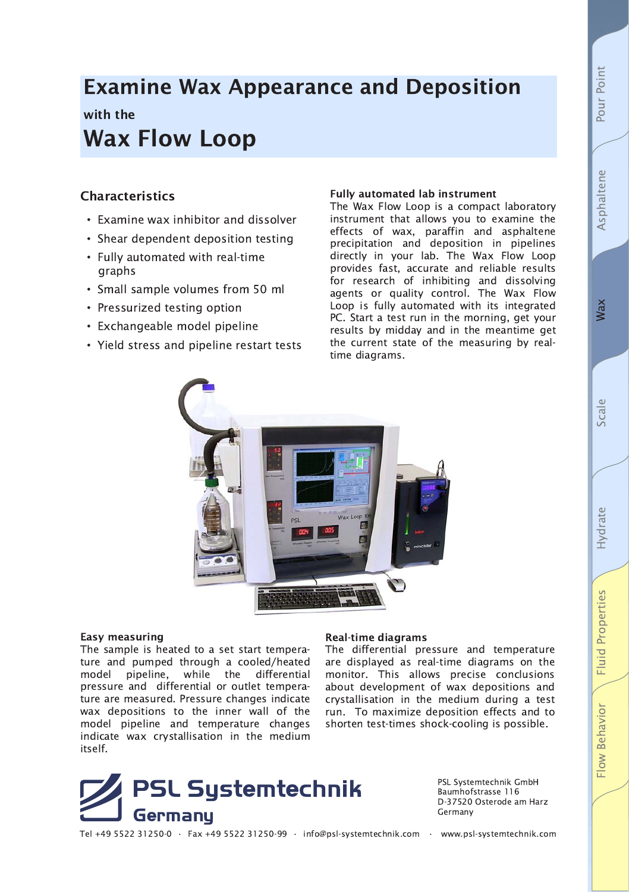# Examine Wax Appearance and Deposition

with the

# Wax Flow Loop

## Characteristics

- Examine wax inhibitor and dissolver
- Shear dependent deposition testing
- Fully automated with real-time graphs
- Small sample volumes from 50 ml
- Pressurized testing option
- Exchangeable model pipeline
- Yield stress and pipeline restart tests

### Fully automated lab instrument

The Wax Flow Loop is a compact laboratory instrument that allows you to examine the effects of wax, paraffin and asphaltene precipitation and deposition in pipelines directly in your lab. The Wax Flow Loop provides fast, accurate and reliable results for research of inhibiting and dissolving agents or quality control. The Wax Flow Loop is fully automated with its integrated PC. Start a test run in the morning, get your results by midday and in the meantime get the current state of the measuring by real-time diagrams.

### Easy measuring

The sample is heated to a set start temperature and pumped through a cooled/heated model pipeline, while the differential pressure and differential or outlet temperature are measured. Pressure changes indicate wax depositions to the inner wall of the model pipeline and temperature changes indicate wax crystallisation in the medium itself.

### Real-time diagrams

The differential pressure and temperature are displayed as real-time diagrams on the monitor. This allows precise conclusions about development of wax depositions and crystallisation in the medium during a test run. To maximize deposition effects and to shorten test-times shock-cooling is possible.

**PSL Systemtechnik Germany**

PSL Systemtechnik GmbH
Baumhofstrasse 116
D-37520 Osterode am Harz
Germany

Tel +49 5522 31250-0 · Fax +49 5522 31250-99 · info@psl-systemtechnik.com · www.psl-systemtechnik.com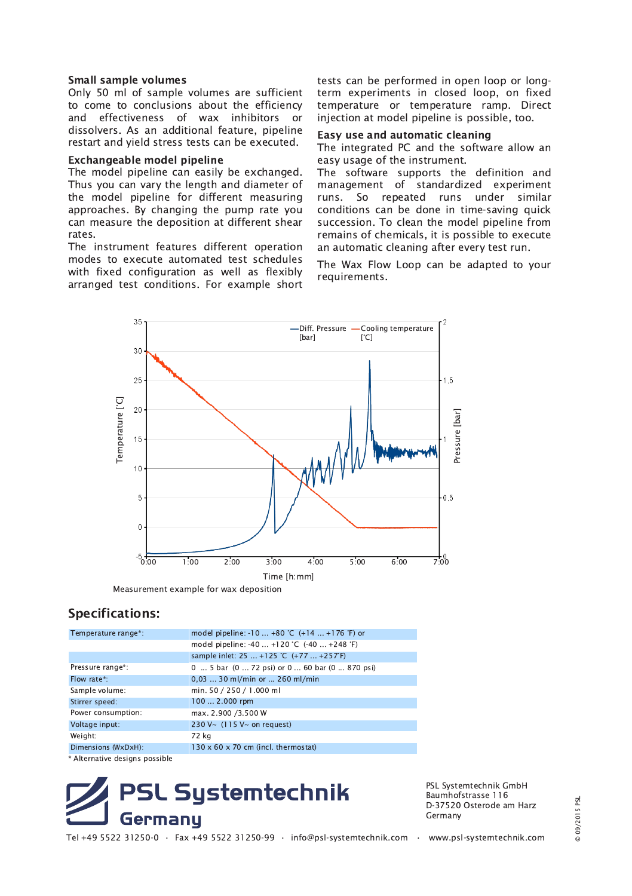**Small sample volumes**
Only 50 ml of sample volumes are sufficient to come to conclusions about the efficiency and effectiveness of wax inhibitors or dissolvers. As an additional feature, pipeline restart and yield stress tests can be executed.

**Exchangeable model pipeline**
The model pipeline can easily be exchanged. Thus you can vary the length and diameter of the model pipeline for different measuring approaches. By changing the pump rate you can measure the deposition at different shear rates.
The instrument features different operation modes to execute automated test schedules with fixed configuration as well as flexibly arranged test conditions. For example short tests can be performed in open loop or long-term experiments in closed loop, on fixed temperature or temperature ramp. Direct injection at model pipeline is possible, too.

**Easy use and automatic cleaning**
The integrated PC and the software allow an easy usage of the instrument.
The software supports the definition and management of standardized experiment runs. So repeated runs under similar conditions can be done in time-saving quick succession. To clean the model pipeline from remains of chemicals, it is possible to execute an automatic cleaning after every test run.

The Wax Flow Loop can be adapted to your requirements.

Diff. Pressure [bar]
Cooling temperature [°C]
Temperature [°C]
Pressure [bar]
35
30
25
20
15
10
5
0
-5
2
1,5
1
0,5
0
0:00
1:00
2:00
3:00
4:00
5:00
6:00
7:00
Time [h:mm]

Measurement example for wax deposition

## Specifications:

| | |
|---|---|
| Temperature range*: | model pipeline: -10 ... +80 °C (+14 ... +176 °F) or |
| | model pipeline: -40 ... +120 °C (-40 ... +248 °F) |
| | sample inlet: 25 ... +125 °C (+77 ... +257°F) |
| Pressure range*: | 0 ... 5 bar (0 ... 72 psi) or 0 ... 60 bar (0 ... 870 psi) |
| Flow rate*: | 0,03 ... 30 ml/min or ... 260 ml/min |
| Sample volume: | min. 50 / 250 / 1.000 ml |
| Stirrer speed: | 100 ... 2.000 rpm |
| Power consumption: | max. 2.900 /3.500 W |
| Voltage input: | 230 V~ (115 V~ on request) |
| Weight: | 72 kg |
| Dimensions (WxDxH): | 130 x 60 x 70 cm (incl. thermostat) |

* Alternative designs possible

**PSL Systemtechnik Germany**

PSL Systemtechnik GmbH
Baumhofstrasse 116
D-37520 Osterode am Harz
Germany

Tel +49 5522 31250-0 · Fax +49 5522 31250-99 · info@psl-systemtechnik.com · www.psl-systemtechnik.com

© 09/2015 PSL